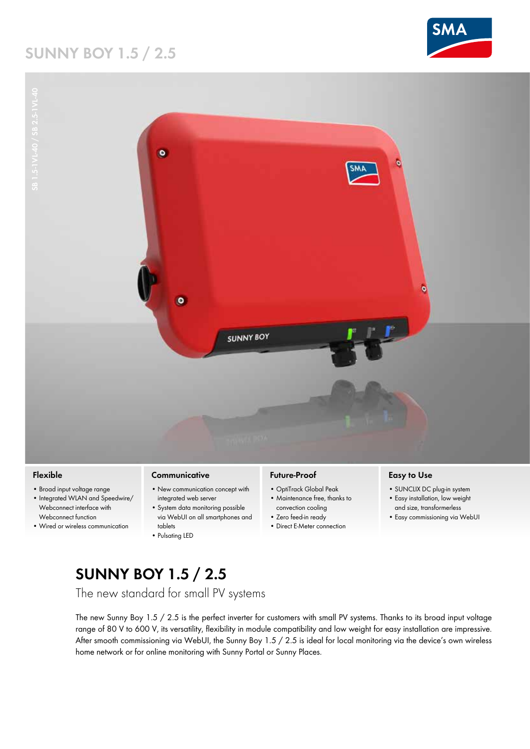# SUNNY BOY 1.5 / 2.5

SB 1.5-1VL-40 / SB 2.5-1VL-40

### Flexible

- Broad input voltage range
- Integrated WLAN and Speedwire/ Webconnect interface with Webconnect function
- Wired or wireless communication

### Communicative

- New communication concept with integrated web server
- System data monitoring possible via WebUI on all smartphones and tablets
- Pulsating LED

### Future-Proof

- OptiTrack Global Peak
- Maintenance free, thanks to convection cooling
- Zero feed-in ready
- Direct E-Meter connection

### Easy to Use

- SUNCLIX DC plug-in system
- Easy installation, low weight and size, transformerless
- Easy commissioning via WebUI

## SUNNY BOY 1.5 / 2.5

The new standard for small PV systems

The new Sunny Boy 1.5 / 2.5 is the perfect inverter for customers with small PV systems. Thanks to its broad input voltage range of 80 V to 600 V, its versatility, flexibility in module compatibility and low weight for easy installation are impressive. After smooth commissioning via WebUI, the Sunny Boy 1.5 / 2.5 is ideal for local monitoring via the device's own wireless home network or for online monitoring with Sunny Portal or Sunny Places.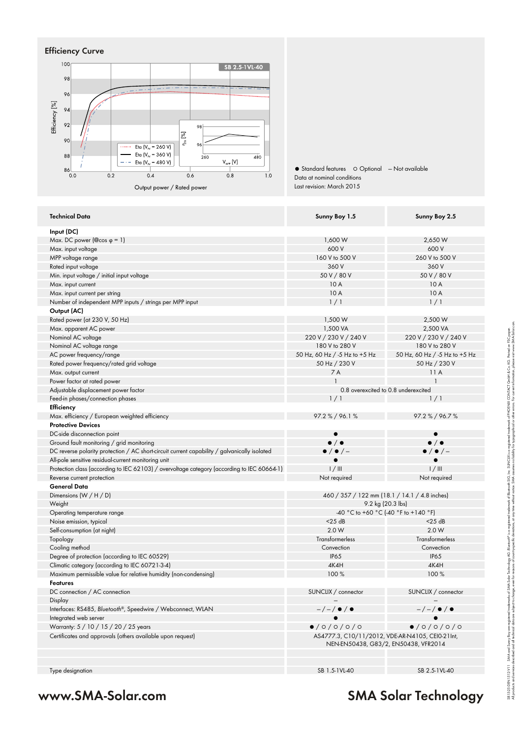## Efficiency Curve

SB 2.5-1VL-40

Efficiency [%]

100
98
96
94
92
90
88
86

0.0 0.2 0.4 0.6 0.8 1.0

Output power / Rated power

Eta ($V_{PV}$ = 260 V)
Eta ($V_{PV}$ = 360 V)
Eta ($V_{PV}$ = 480 V)

$\eta_{EU}$ [%]
98
96
260 480
$V_{MPP}$ [V]

● Standard features ○ Optional – Not available
Data at nominal conditions
Last revision: March 2015

| Technical Data | Sunny Boy 1.5 | Sunny Boy 2.5 |
|---|---|---|
| **Input (DC)** | | |
| Max. DC power (@cos φ = 1) | 1,600 W | 2,650 W |
| Max. input voltage | 600 V | 600 V |
| MPP voltage range | 160 V to 500 V | 260 V to 500 V |
| Rated input voltage | 360 V | 360 V |
| Min. input voltage / initial input voltage | 50 V / 80 V | 50 V / 80 V |
| Max. input current | 10 A | 10 A |
| Max. input current per string | 10 A | 10 A |
| Number of independent MPP inputs / strings per MPP input | 1 / 1 | 1 / 1 |
| **Output (AC)** | | |
| Rated power (at 230 V, 50 Hz) | 1,500 W | 2,500 W |
| Max. apparent AC power | 1,500 VA | 2,500 VA |
| Nominal AC voltage | 220 V / 230 V / 240 V | 220 V / 230 V / 240 V |
| Nominal AC voltage range | 180 V to 280 V | 180 V to 280 V |
| AC power frequency/range | 50 Hz, 60 Hz / -5 Hz to +5 Hz | 50 Hz, 60 Hz / -5 Hz to +5 Hz |
| Rated power frequency/rated grid voltage | 50 Hz / 230 V | 50 Hz / 230 V |
| Max. output current | 7 A | 11 A |
| Power factor at rated power | 1 | 1 |
| Adjustable displacement power factor | 0.8 overexcited to 0.8 underexcited | |
| Feed-in phases/connection phases | 1 / 1 | 1 / 1 |
| **Efficiency** | | |
| Max. efficiency / European weighted efficiency | 97.2 % / 96.1 % | 97.2 % / 96.7 % |
| **Protective Devices** | | |
| DC-side disconnection point | ● | ● |
| Ground fault monitoring / grid monitoring | ● / ● | ● / ● |
| DC reverse polarity protection / AC short-circuit current capability / galvanically isolated | ● / ● / – | ● / ● / – |
| All-pole sensitive residual-current monitoring unit | ● | ● |
| Protection class (according to IEC 62103) / overvoltage category (according to IEC 60664-1) | I / III | I / III |
| Reverse current protection | Not required | Not required |
| **General Data** | | |
| Dimensions (W / H / D) | 460 / 357 / 122 mm (18.1 / 14.1 / 4.8 inches) | |
| Weight | 9.2 kg (20.3 lbs) | |
| Operating temperature range | -40 °C to +60 °C (-40 °F to +140 °F) | |
| Noise emission, typical | <25 dB | <25 dB |
| Self-consumption (at night) | 2.0 W | 2.0 W |
| Topology | Transformerless | Transformerless |
| Cooling method | Convection | Convection |
| Degree of protection (according to IEC 60529) | IP65 | IP65 |
| Climatic category (according to IEC 60721-3-4) | 4K4H | 4K4H |
| Maximum permissible value for relative humidity (non-condensing) | 100 % | 100 % |
| **Features** | | |
| DC connection / AC connection | SUNCLIX / connector | SUNCLIX / connector |
| Display | – | – |
| Interfaces: RS485, *Bluetooth®*, Speedwire / Webconnect, WLAN | – / – / ● / ● | – / – / ● / ● |
| Integrated web server | ● | ● |
| Warranty: 5 / 10 / 15 / 20 / 25 years | ● / ○ / ○ / ○ / ○ | ● / ○ / ○ / ○ / ○ |
| Certificates and approvals (others available upon request) | AS4777.3, C10/11/2012, VDE-AR-N4105, CEI0-21Int, NEN-EN50438, G83/2, EN50438, VFR2014 | |
| Type designation | SB 1.5-1VL-40 | SB 2.5-1VL-40 |

**www.SMA-Solar.com** **SMA Solar Technology**

SB1525-DEN1512-V11 SMA and Sunny Boy are registered trademarks of SMA Solar Technology AG. *Bluetooth®* is a registered trademark of Bluetooth SIG, Inc. SUNCLIX is a registered trademark of PHOENIX CONTACT GmbH & Co. KG. Printed on FSC paper. All products and services described and all technical data are subject to change, even for reasons of country-specific deviations, at any time without notice. SMA assumes no liability for typographical or other errors. For current information, please visit www.SMA-Solar.com